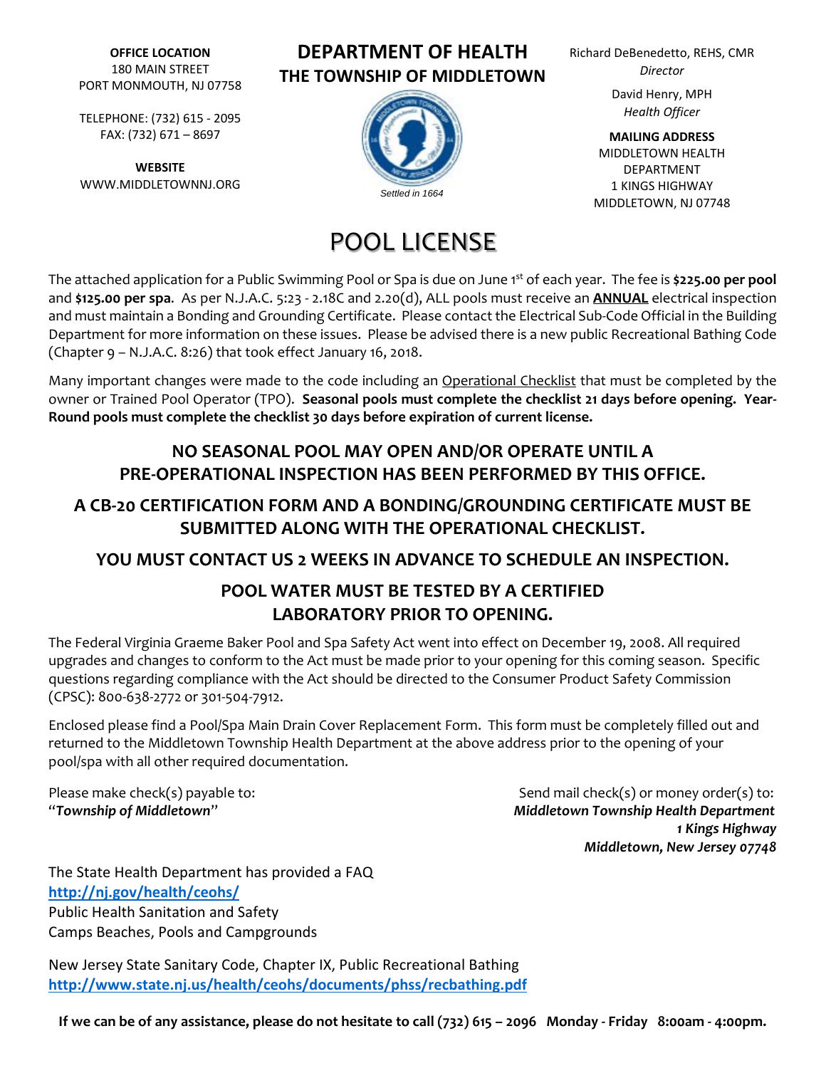**OFFICE LOCATION**
180 MAIN STREET
PORT MONMOUTH, NJ 07758

TELEPHONE: (732) 615 - 2095
FAX: (732) 671 – 8697

**WEBSITE**
WWW.MIDDLETOWNNJ.ORG

## DEPARTMENT OF HEALTH
## THE TOWNSHIP OF MIDDLETOWN

*Settled in 1664*

Richard DeBenedetto, REHS, CMR
*Director*

David Henry, MPH
*Health Officer*

**MAILING ADDRESS**
MIDDLETOWN HEALTH DEPARTMENT
1 KINGS HIGHWAY
MIDDLETOWN, NJ 07748

# POOL LICENSE

The attached application for a Public Swimming Pool or Spa is due on June 1st of each year. The fee is **$225.00 per pool** and **$125.00 per spa**. As per N.J.A.C. 5:23 - 2.18C and 2.20(d), ALL pools must receive an **ANNUAL** electrical inspection and must maintain a Bonding and Grounding Certificate. Please contact the Electrical Sub-Code Official in the Building Department for more information on these issues. Please be advised there is a new public Recreational Bathing Code (Chapter 9 – N.J.A.C. 8:26) that took effect January 16, 2018.

Many important changes were made to the code including an Operational Checklist that must be completed by the owner or Trained Pool Operator (TPO). **Seasonal pools must complete the checklist 21 days before opening. Year-Round pools must complete the checklist 30 days before expiration of current license.**

**NO SEASONAL POOL MAY OPEN AND/OR OPERATE UNTIL A PRE-OPERATIONAL INSPECTION HAS BEEN PERFORMED BY THIS OFFICE.**

**A CB-20 CERTIFICATION FORM AND A BONDING/GROUNDING CERTIFICATE MUST BE SUBMITTED ALONG WITH THE OPERATIONAL CHECKLIST.**

**YOU MUST CONTACT US 2 WEEKS IN ADVANCE TO SCHEDULE AN INSPECTION.**

**POOL WATER MUST BE TESTED BY A CERTIFIED LABORATORY PRIOR TO OPENING.**

The Federal Virginia Graeme Baker Pool and Spa Safety Act went into effect on December 19, 2008. All required upgrades and changes to conform to the Act must be made prior to your opening for this coming season. Specific questions regarding compliance with the Act should be directed to the Consumer Product Safety Commission (CPSC): 800-638-2772 or 301-504-7912.

Enclosed please find a Pool/Spa Main Drain Cover Replacement Form. This form must be completely filled out and returned to the Middletown Township Health Department at the above address prior to the opening of your pool/spa with all other required documentation.

Please make check(s) payable to:
"***Township of Middletown***"

Send mail check(s) or money order(s) to:
***Middletown Township Health Department***
***1 Kings Highway***
***Middletown, New Jersey 07748***

The State Health Department has provided a FAQ
**http://nj.gov/health/ceohs/**
Public Health Sanitation and Safety
Camps Beaches, Pools and Campgrounds

New Jersey State Sanitary Code, Chapter IX, Public Recreational Bathing
**http://www.state.nj.us/health/ceohs/documents/phss/recbathing.pdf**

**If we can be of any assistance, please do not hesitate to call (732) 615 – 2096 Monday - Friday 8:00am - 4:00pm.**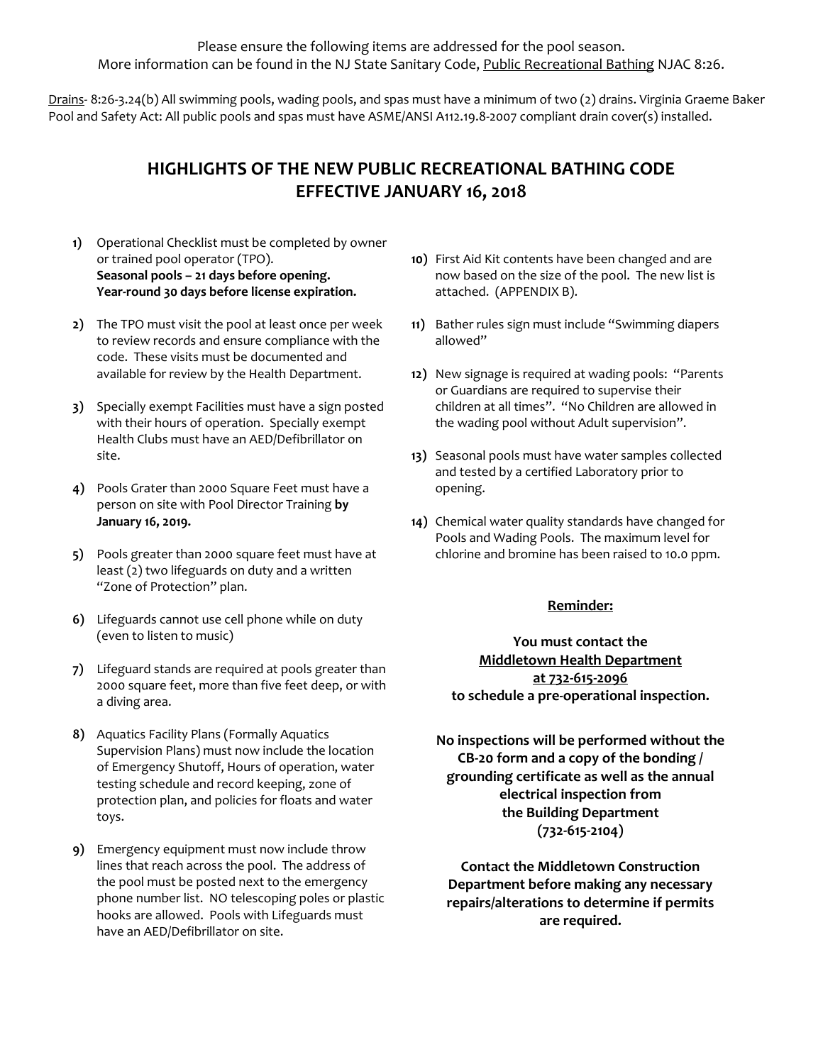Please ensure the following items are addressed for the pool season.
More information can be found in the NJ State Sanitary Code, Public Recreational Bathing NJAC 8:26.

Drains- 8:26-3.24(b) All swimming pools, wading pools, and spas must have a minimum of two (2) drains. Virginia Graeme Baker Pool and Safety Act: All public pools and spas must have ASME/ANSI A112.19.8-2007 compliant drain cover(s) installed.

## HIGHLIGHTS OF THE NEW PUBLIC RECREATIONAL BATHING CODE EFFECTIVE JANUARY 16, 2018

1) Operational Checklist must be completed by owner or trained pool operator (TPO).
   **Seasonal pools – 21 days before opening.**
   **Year-round 30 days before license expiration.**

2) The TPO must visit the pool at least once per week to review records and ensure compliance with the code. These visits must be documented and available for review by the Health Department.

3) Specially exempt Facilities must have a sign posted with their hours of operation. Specially exempt Health Clubs must have an AED/Defibrillator on site.

4) Pools Grater than 2000 Square Feet must have a person on site with Pool Director Training **by January 16, 2019.**

5) Pools greater than 2000 square feet must have at least (2) two lifeguards on duty and a written "Zone of Protection" plan.

6) Lifeguards cannot use cell phone while on duty (even to listen to music)

7) Lifeguard stands are required at pools greater than 2000 square feet, more than five feet deep, or with a diving area.

8) Aquatics Facility Plans (Formally Aquatics Supervision Plans) must now include the location of Emergency Shutoff, Hours of operation, water testing schedule and record keeping, zone of protection plan, and policies for floats and water toys.

9) Emergency equipment must now include throw lines that reach across the pool. The address of the pool must be posted next to the emergency phone number list. NO telescoping poles or plastic hooks are allowed. Pools with Lifeguards must have an AED/Defibrillator on site.

10) First Aid Kit contents have been changed and are now based on the size of the pool. The new list is attached. (APPENDIX B).

11) Bather rules sign must include "Swimming diapers allowed"

12) New signage is required at wading pools: "Parents or Guardians are required to supervise their children at all times". "No Children are allowed in the wading pool without Adult supervision".

13) Seasonal pools must have water samples collected and tested by a certified Laboratory prior to opening.

14) Chemical water quality standards have changed for Pools and Wading Pools. The maximum level for chlorine and bromine has been raised to 10.0 ppm.

**Reminder:**

**You must contact the Middletown Health Department at 732-615-2096 to schedule a pre-operational inspection.**

**No inspections will be performed without the CB-20 form and a copy of the bonding / grounding certificate as well as the annual electrical inspection from the Building Department (732-615-2104)**

**Contact the Middletown Construction Department before making any necessary repairs/alterations to determine if permits are required.**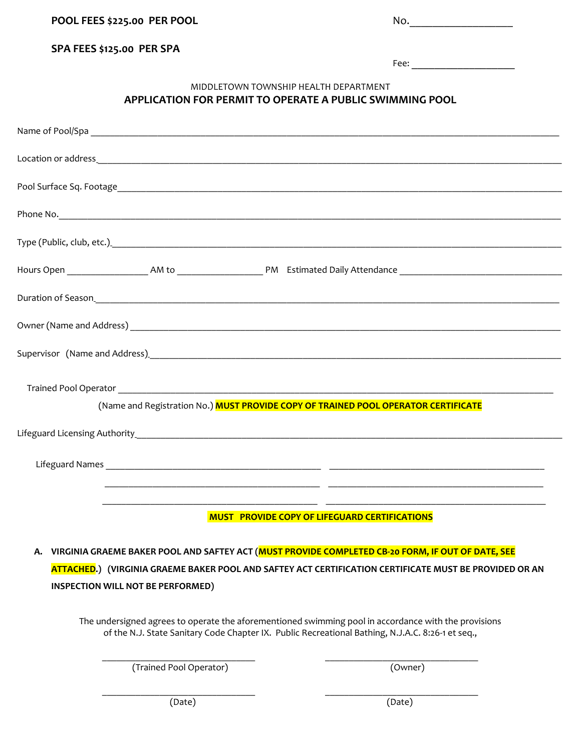**POOL FEES $225.00 PER POOL** No.____________________

**SPA FEES $125.00 PER SPA**

Fee: ____________________

MIDDLETOWN TOWNSHIP HEALTH DEPARTMENT

## APPLICATION FOR PERMIT TO OPERATE A PUBLIC SWIMMING POOL

Name of Pool/Spa ______________________________________________________________

Location or address______________________________________________________________

Pool Surface Sq. Footage__________________________________________________________

Phone No.______________________________________________________________________

Type (Public, club, etc.)___________________________________________________________

Hours Open ________________ AM to _________________ PM Estimated Daily Attendance ____________________

Duration of Season_______________________________________________________________

Owner (Name and Address) ________________________________________________________

Supervisor (Name and Address)_____________________________________________________

Trained Pool Operator ____________________________________________________________

(Name and Registration No.) **MUST PROVIDE COPY OF TRAINED POOL OPERATOR CERTIFICATE**

Lifeguard Licensing Authority_______________________________________________________

Lifeguard Names _______________________________ _______________________________

_______________________________ _______________________________

_______________________________ _______________________________

**MUST PROVIDE COPY OF LIFEGUARD CERTIFICATIONS**

**A. VIRGINIA GRAEME BAKER POOL AND SAFTEY ACT (MUST PROVIDE COMPLETED CB-20 FORM, IF OUT OF DATE, SEE ATTACHED.) (VIRGINIA GRAEME BAKER POOL AND SAFTEY ACT CERTIFICATION CERTIFICATE MUST BE PROVIDED OR AN INSPECTION WILL NOT BE PERFORMED)**

The undersigned agrees to operate the aforementioned swimming pool in accordance with the provisions of the N.J. State Sanitary Code Chapter IX. Public Recreational Bathing, N.J.A.C. 8:26-1 et seq.,

_______________________________ _______________________________
(Trained Pool Operator) (Owner)

_______________________________ _______________________________
(Date) (Date)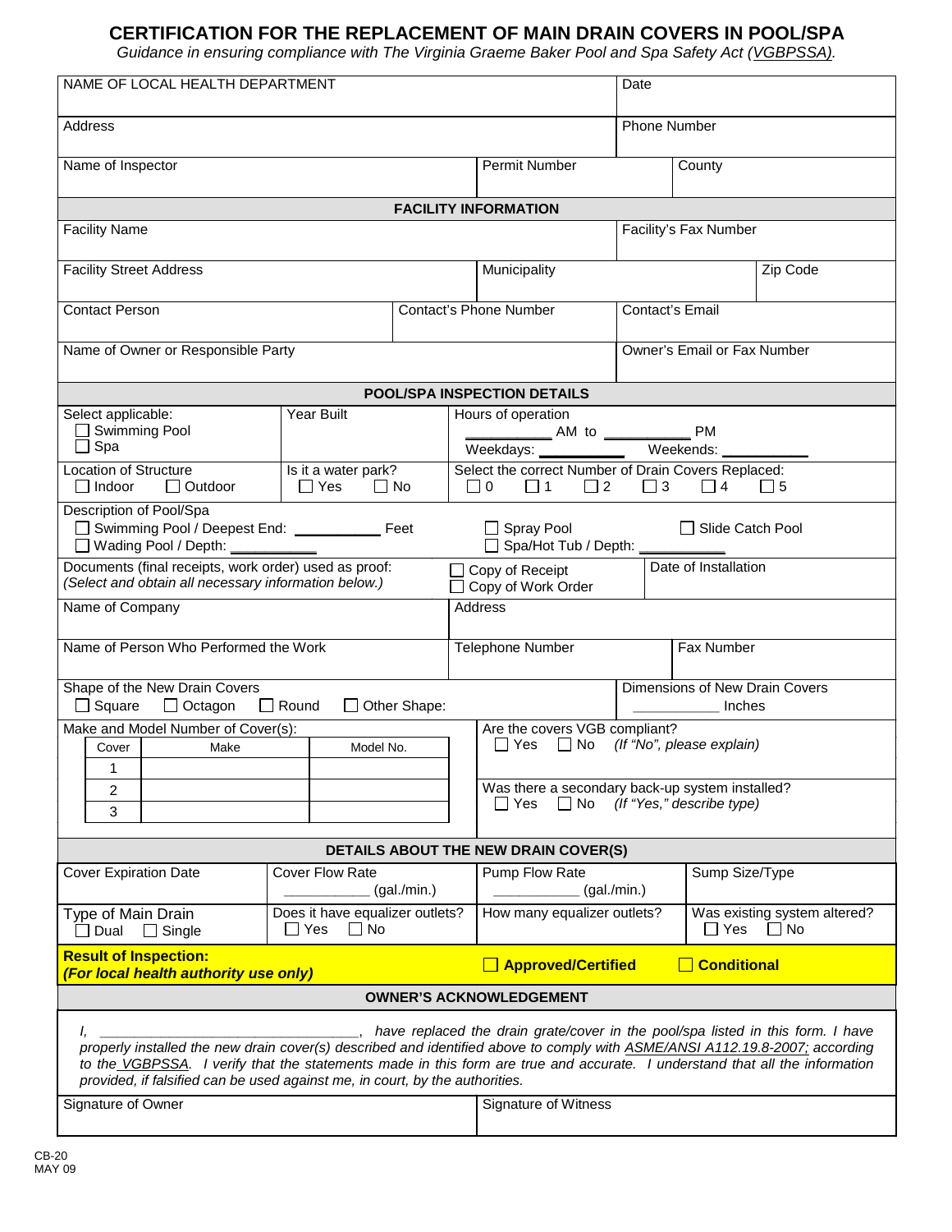# CERTIFICATION FOR THE REPLACEMENT OF MAIN DRAIN COVERS IN POOL/SPA

*Guidance in ensuring compliance with The Virginia Graeme Baker Pool and Spa Safety Act (VGBPSSA).*

| | | | |
|---|---|---|---|
| NAME OF LOCAL HEALTH DEPARTMENT | | | Date |
| Address | | | Phone Number |
| Name of Inspector | | Permit Number | County |

## FACILITY INFORMATION

| | | | |
|---|---|---|---|
| Facility Name | | | Facility's Fax Number |
| Facility Street Address | | Municipality | Zip Code |
| Contact Person | Contact's Phone Number | | Contact's Email |
| Name of Owner or Responsible Party | | | Owner's Email or Fax Number |

## POOL/SPA INSPECTION DETAILS

| | | |
|---|---|---|
| Select applicable: ☐ Swimming Pool ☐ Spa | Year Built | Hours of operation ___________ AM to ___________ PM Weekdays: ___________ Weekends: ___________ |
| Location of Structure ☐ Indoor ☐ Outdoor | Is it a water park? ☐ Yes ☐ No | Select the correct Number of Drain Covers Replaced: ☐ 0 ☐ 1 ☐ 2 ☐ 3 ☐ 4 ☐ 5 |

Description of Pool/Spa
☐ Swimming Pool / Deepest End: ___________ Feet ☐ Spray Pool ☐ Slide Catch Pool
☐ Wading Pool / Depth: ___________ ☐ Spa/Hot Tub / Depth: ___________

| | | |
|---|---|---|
| Documents (final receipts, work order) used as proof: *(Select and obtain all necessary information below.)* | ☐ Copy of Receipt ☐ Copy of Work Order | Date of Installation |
| Name of Company | Address | |
| Name of Person Who Performed the Work | Telephone Number | Fax Number |

Shape of the New Drain Covers
☐ Square ☐ Octagon ☐ Round ☐ Other Shape:

Dimensions of New Drain Covers
___________ Inches

Make and Model Number of Cover(s):

| Cover | Make | Model No. |
|---|---|---|
| 1 | | |
| 2 | | |
| 3 | | |

Are the covers VGB compliant?
☐ Yes ☐ No *(If "No", please explain)*

Was there a secondary back-up system installed?
☐ Yes ☐ No *(If "Yes," describe type)*

## DETAILS ABOUT THE NEW DRAIN COVER(S)

| | | | |
|---|---|---|---|
| Cover Expiration Date | Cover Flow Rate ___________ (gal./min.) | Pump Flow Rate ___________ (gal./min.) | Sump Size/Type |
| Type of Main Drain ☐ Dual ☐ Single | Does it have equalizer outlets? ☐ Yes ☐ No | How many equalizer outlets? | Was existing system altered? ☐ Yes ☐ No |

**Result of Inspection:**
***(For local health authority use only)***
☐ **Approved/Certified** ☐ **Conditional**

## OWNER'S ACKNOWLEDGEMENT

*I, _________________________________, have replaced the drain grate/cover in the pool/spa listed in this form. I have properly installed the new drain cover(s) described and identified above to comply with ASME/ANSI A112.19.8-2007; according to the VGBPSSA. I verify that the statements made in this form are true and accurate. I understand that all the information provided, if falsified can be used against me, in court, by the authorities.*

| | |
|---|---|
| Signature of Owner | Signature of Witness |

CB-20
MAY 09